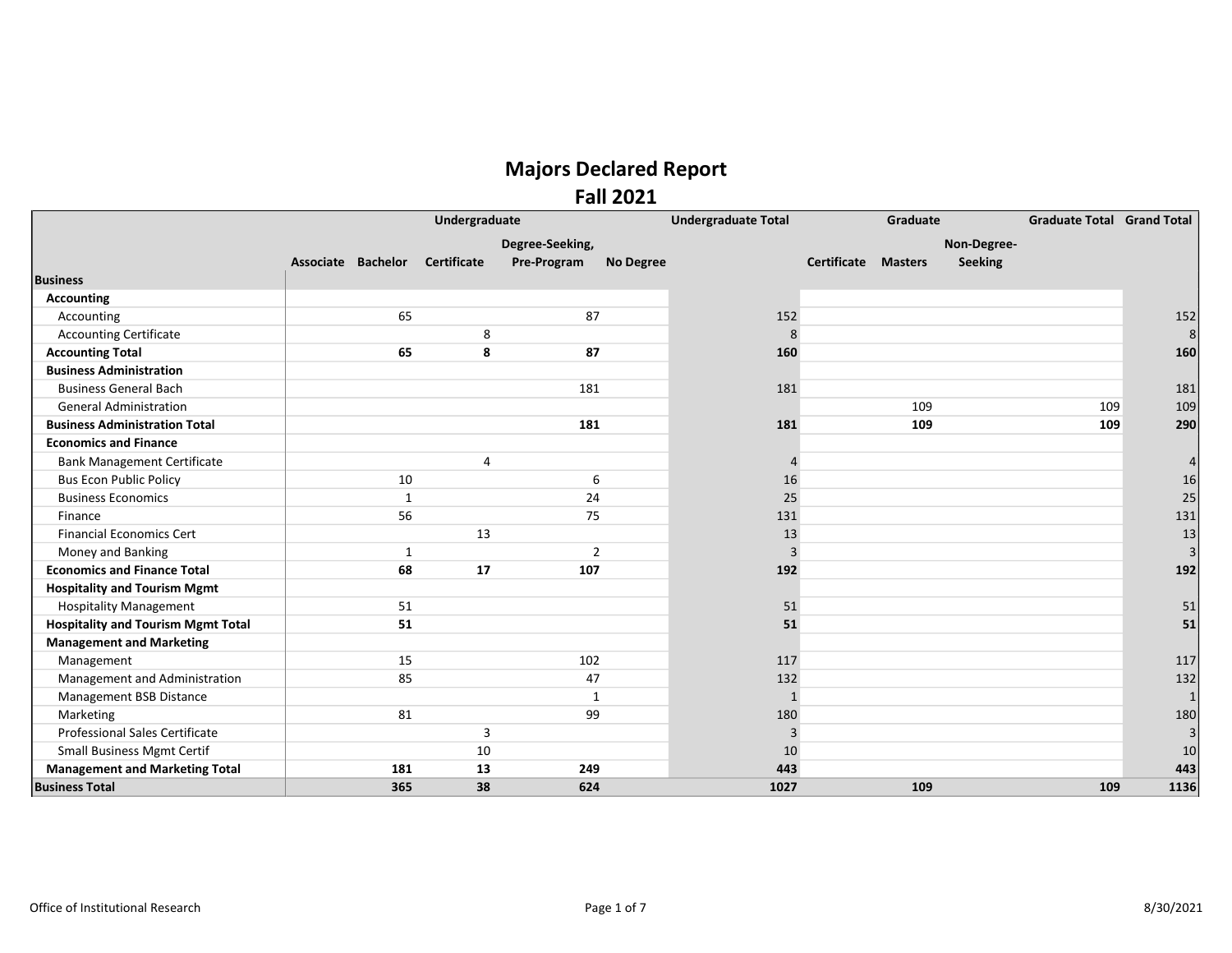# Majors Declared Report

## Fall 2021

| | Undergraduate | | | | | Undergraduate Total | Graduate | | | Graduate Total | Grand Total |
|---|---|---|---|---|---|---|---|---|---|---|---|
| | Associate | Bachelor | Certificate | Degree-Seeking, Pre-Program | No Degree | | Certificate | Masters | Non-Degree-Seeking | | |
| **Business** | | | | | | | | | | | |
| **Accounting** | | | | | | | | | | | |
| Accounting | | 65 | | 87 | | 152 | | | | | 152 |
| Accounting Certificate | | | 8 | | | 8 | | | | | 8 |
| **Accounting Total** | | **65** | **8** | **87** | | **160** | | | | | **160** |
| **Business Administration** | | | | | | | | | | | |
| Business General Bach | | | | 181 | | 181 | | | | | 181 |
| General Administration | | | | | | | | 109 | | 109 | 109 |
| **Business Administration Total** | | | | **181** | | **181** | | **109** | | **109** | **290** |
| **Economics and Finance** | | | | | | | | | | | |
| Bank Management Certificate | | | 4 | | | 4 | | | | | 4 |
| Bus Econ Public Policy | | 10 | | 6 | | 16 | | | | | 16 |
| Business Economics | | 1 | | 24 | | 25 | | | | | 25 |
| Finance | | 56 | | 75 | | 131 | | | | | 131 |
| Financial Economics Cert | | | 13 | | | 13 | | | | | 13 |
| Money and Banking | | 1 | | 2 | | 3 | | | | | 3 |
| **Economics and Finance Total** | | **68** | **17** | **107** | | **192** | | | | | **192** |
| **Hospitality and Tourism Mgmt** | | | | | | | | | | | |
| Hospitality Management | | 51 | | | | 51 | | | | | 51 |
| **Hospitality and Tourism Mgmt Total** | | **51** | | | | **51** | | | | | **51** |
| **Management and Marketing** | | | | | | | | | | | |
| Management | | 15 | | 102 | | 117 | | | | | 117 |
| Management and Administration | | 85 | | 47 | | 132 | | | | | 132 |
| Management BSB Distance | | | | 1 | | 1 | | | | | 1 |
| Marketing | | 81 | | 99 | | 180 | | | | | 180 |
| Professional Sales Certificate | | | 3 | | | 3 | | | | | 3 |
| Small Business Mgmt Certif | | | 10 | | | 10 | | | | | 10 |
| **Management and Marketing Total** | | **181** | **13** | **249** | | **443** | | | | | **443** |
| **Business Total** | | **365** | **38** | **624** | | **1027** | | **109** | | **109** | **1136** |

Office of Institutional Research

8/30/2021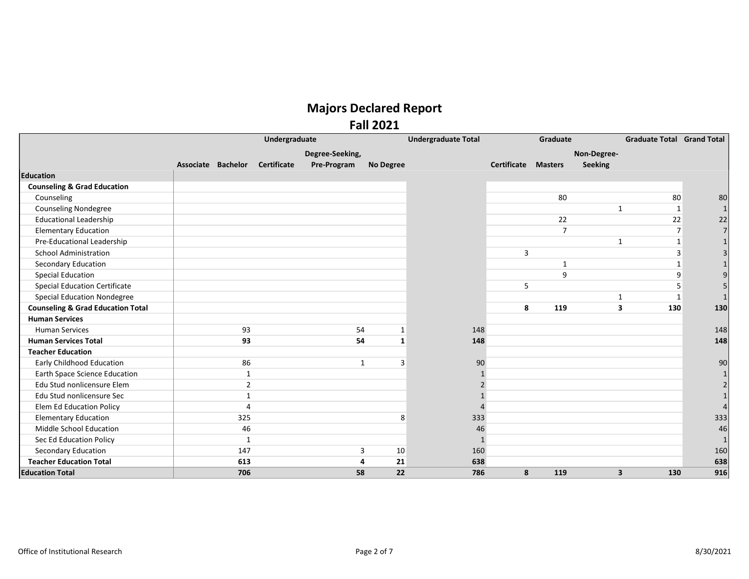# Majors Declared Report
## Fall 2021

| | Undergraduate | | | | | Undergraduate Total | Graduate | | | Graduate Total | Grand Total |
|---|---|---|---|---|---|---|---|---|---|---|---|
| | Associate | Bachelor | Certificate | Degree-Seeking, Pre-Program | No Degree | | Certificate | Masters | Non-Degree-Seeking | | |
| **Education** | | | | | | | | | | | |
| **Counseling & Grad Education** | | | | | | | | | | | |
| Counseling | | | | | | | | 80 | | 80 | 80 |
| Counseling Nondegree | | | | | | | | | 1 | 1 | 1 |
| Educational Leadership | | | | | | | | 22 | | 22 | 22 |
| Elementary Education | | | | | | | | 7 | | 7 | 7 |
| Pre-Educational Leadership | | | | | | | | | 1 | 1 | 1 |
| School Administration | | | | | | | 3 | | | 3 | 3 |
| Secondary Education | | | | | | | | 1 | | 1 | 1 |
| Special Education | | | | | | | | 9 | | 9 | 9 |
| Special Education Certificate | | | | | | | 5 | | | 5 | 5 |
| Special Education Nondegree | | | | | | | | | 1 | 1 | 1 |
| **Counseling & Grad Education Total** | | | | | | | **8** | **119** | **3** | **130** | **130** |
| **Human Services** | | | | | | | | | | | |
| Human Services | | 93 | | 54 | 1 | 148 | | | | | 148 |
| **Human Services Total** | | **93** | | **54** | **1** | **148** | | | | | **148** |
| **Teacher Education** | | | | | | | | | | | |
| Early Childhood Education | | 86 | | 1 | 3 | 90 | | | | | 90 |
| Earth Space Science Education | | 1 | | | | 1 | | | | | 1 |
| Edu Stud nonlicensure Elem | | 2 | | | | 2 | | | | | 2 |
| Edu Stud nonlicensure Sec | | 1 | | | | 1 | | | | | 1 |
| Elem Ed Education Policy | | 4 | | | | 4 | | | | | 4 |
| Elementary Education | | 325 | | | 8 | 333 | | | | | 333 |
| Middle School Education | | 46 | | | | 46 | | | | | 46 |
| Sec Ed Education Policy | | 1 | | | | 1 | | | | | 1 |
| Secondary Education | | 147 | | 3 | 10 | 160 | | | | | 160 |
| **Teacher Education Total** | | **613** | | **4** | **21** | **638** | | | | | **638** |
| **Education Total** | | **706** | | **58** | **22** | **786** | **8** | **119** | **3** | **130** | **916** |

Office of Institutional Research | 8/30/2021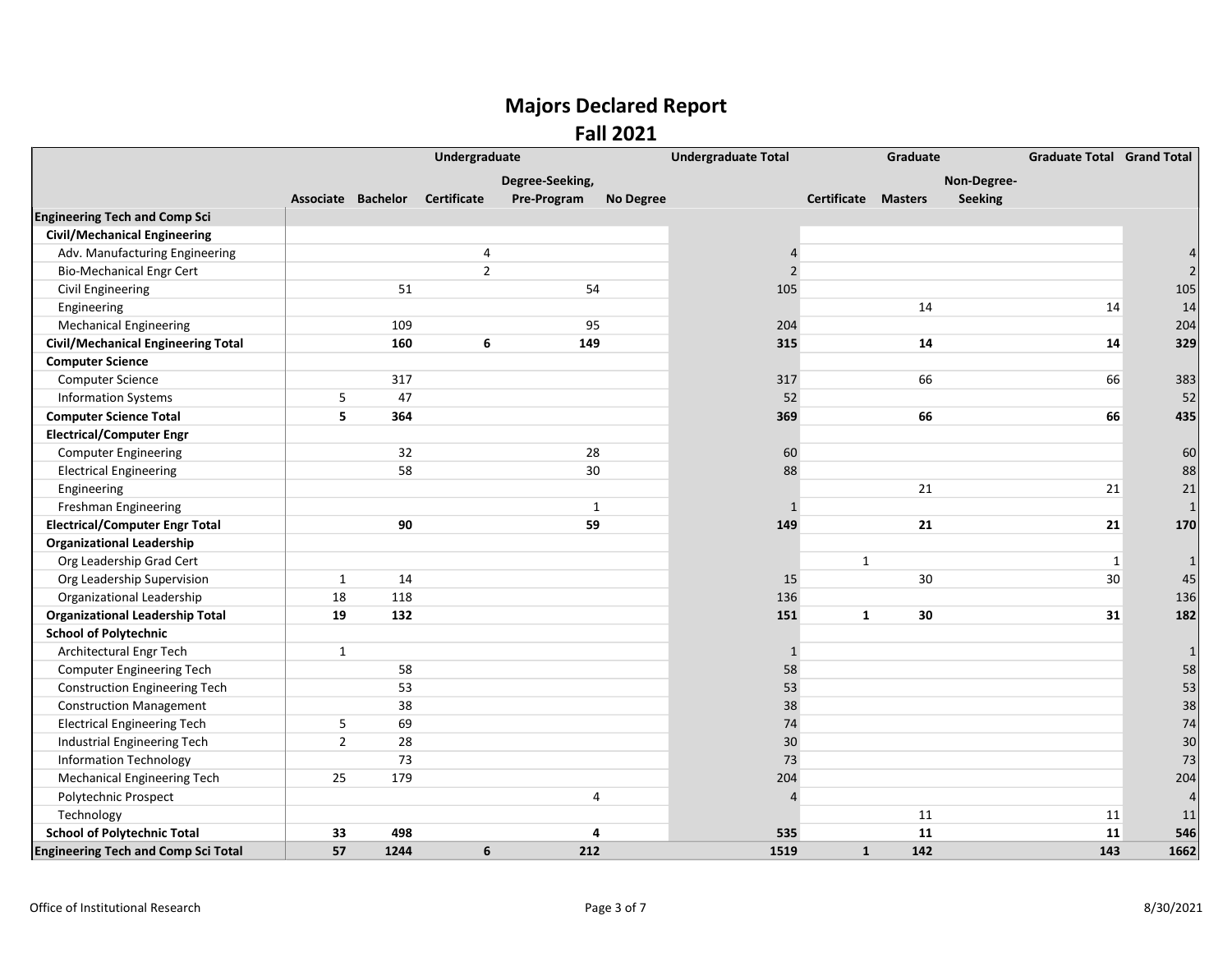# Majors Declared Report

## Fall 2021

| | Undergraduate | | | | | Undergraduate Total | Graduate | | | Graduate Total | Grand Total |
|---|---|---|---|---|---|---|---|---|---|---|---|
| | Associate | Bachelor | Certificate | Degree-Seeking, Pre-Program | No Degree | | Certificate | Masters | Non-Degree-Seeking | | |
| **Engineering Tech and Comp Sci** | | | | | | | | | | | |
| **Civil/Mechanical Engineering** | | | | | | | | | | | |
| Adv. Manufacturing Engineering | | | 4 | | | 4 | | | | | 4 |
| Bio-Mechanical Engr Cert | | | 2 | | | 2 | | | | | 2 |
| Civil Engineering | | 51 | | 54 | | 105 | | | | | 105 |
| Engineering | | | | | | | | 14 | | 14 | 14 |
| Mechanical Engineering | | 109 | | 95 | | 204 | | | | | 204 |
| **Civil/Mechanical Engineering Total** | | **160** | **6** | **149** | | **315** | | **14** | | **14** | **329** |
| **Computer Science** | | | | | | | | | | | |
| Computer Science | | 317 | | | | 317 | | 66 | | 66 | 383 |
| Information Systems | 5 | 47 | | | | 52 | | | | | 52 |
| **Computer Science Total** | **5** | **364** | | | | **369** | | **66** | | **66** | **435** |
| **Electrical/Computer Engr** | | | | | | | | | | | |
| Computer Engineering | | 32 | | 28 | | 60 | | | | | 60 |
| Electrical Engineering | | 58 | | 30 | | 88 | | | | | 88 |
| Engineering | | | | | | | | 21 | | 21 | 21 |
| Freshman Engineering | | | | 1 | | 1 | | | | | 1 |
| **Electrical/Computer Engr Total** | | **90** | | **59** | | **149** | | **21** | | **21** | **170** |
| **Organizational Leadership** | | | | | | | | | | | |
| Org Leadership Grad Cert | | | | | | | 1 | | | 1 | 1 |
| Org Leadership Supervision | 1 | 14 | | | | 15 | | 30 | | 30 | 45 |
| Organizational Leadership | 18 | 118 | | | | 136 | | | | | 136 |
| **Organizational Leadership Total** | **19** | **132** | | | | **151** | **1** | **30** | | **31** | **182** |
| **School of Polytechnic** | | | | | | | | | | | |
| Architectural Engr Tech | 1 | | | | | 1 | | | | | 1 |
| Computer Engineering Tech | | 58 | | | | 58 | | | | | 58 |
| Construction Engineering Tech | | 53 | | | | 53 | | | | | 53 |
| Construction Management | | 38 | | | | 38 | | | | | 38 |
| Electrical Engineering Tech | 5 | 69 | | | | 74 | | | | | 74 |
| Industrial Engineering Tech | 2 | 28 | | | | 30 | | | | | 30 |
| Information Technology | | 73 | | | | 73 | | | | | 73 |
| Mechanical Engineering Tech | 25 | 179 | | | | 204 | | | | | 204 |
| Polytechnic Prospect | | | | 4 | | 4 | | | | | 4 |
| Technology | | | | | | | | 11 | | 11 | 11 |
| **School of Polytechnic Total** | **33** | **498** | | **4** | | **535** | | **11** | | **11** | **546** |
| **Engineering Tech and Comp Sci Total** | **57** | **1244** | **6** | **212** | | **1519** | **1** | **142** | | **143** | **1662** |

Office of Institutional Research

8/30/2021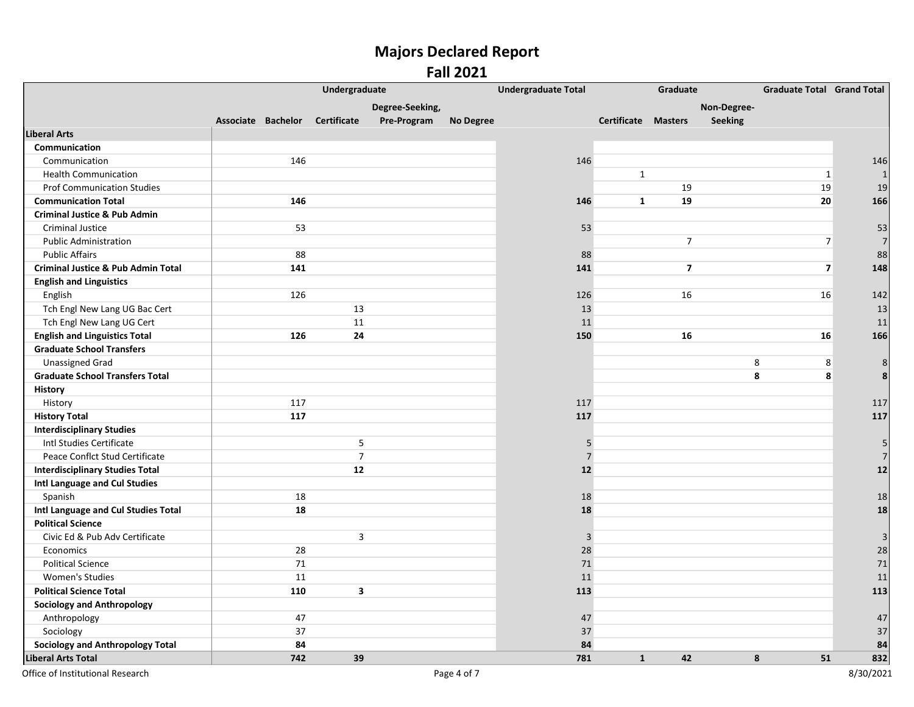# Majors Declared Report
## Fall 2021

| | Undergraduate | | | | | Undergraduate Total | Graduate | | | Graduate Total | Grand Total |
|---|---|---|---|---|---|---|---|---|---|---|---|
| | Associate | Bachelor | Certificate | Degree-Seeking, Pre-Program | No Degree | | Certificate | Masters | Non-Degree-Seeking | | |
| **Liberal Arts** | | | | | | | | | | | |
| **Communication** | | | | | | | | | | | |
| Communication | | 146 | | | | 146 | | | | | 146 |
| Health Communication | | | | | | | 1 | | | 1 | 1 |
| Prof Communication Studies | | | | | | | | 19 | | 19 | 19 |
| **Communication Total** | | **146** | | | | **146** | **1** | **19** | | **20** | **166** |
| **Criminal Justice & Pub Admin** | | | | | | | | | | | |
| Criminal Justice | | 53 | | | | 53 | | | | | 53 |
| Public Administration | | | | | | | | 7 | | 7 | 7 |
| Public Affairs | | 88 | | | | 88 | | | | | 88 |
| **Criminal Justice & Pub Admin Total** | | **141** | | | | **141** | | **7** | | **7** | **148** |
| **English and Linguistics** | | | | | | | | | | | |
| English | | 126 | | | | 126 | | 16 | | 16 | 142 |
| Tch Engl New Lang UG Bac Cert | | | 13 | | | 13 | | | | | 13 |
| Tch Engl New Lang UG Cert | | | 11 | | | 11 | | | | | 11 |
| **English and Linguistics Total** | | **126** | **24** | | | **150** | | **16** | | **16** | **166** |
| **Graduate School Transfers** | | | | | | | | | | | |
| Unassigned Grad | | | | | | | | | 8 | 8 | 8 |
| **Graduate School Transfers Total** | | | | | | | | | **8** | **8** | **8** |
| **History** | | | | | | | | | | | |
| History | | 117 | | | | 117 | | | | | 117 |
| **History Total** | | **117** | | | | **117** | | | | | **117** |
| **Interdisciplinary Studies** | | | | | | | | | | | |
| Intl Studies Certificate | | | 5 | | | 5 | | | | | 5 |
| Peace Conflct Stud Certificate | | | 7 | | | 7 | | | | | 7 |
| **Interdisciplinary Studies Total** | | | **12** | | | **12** | | | | | **12** |
| **Intl Language and Cul Studies** | | | | | | | | | | | |
| Spanish | | 18 | | | | 18 | | | | | 18 |
| **Intl Language and Cul Studies Total** | | **18** | | | | **18** | | | | | **18** |
| **Political Science** | | | | | | | | | | | |
| Civic Ed & Pub Adv Certificate | | | 3 | | | 3 | | | | | 3 |
| Economics | | 28 | | | | 28 | | | | | 28 |
| Political Science | | 71 | | | | 71 | | | | | 71 |
| Women's Studies | | 11 | | | | 11 | | | | | 11 |
| **Political Science Total** | | **110** | **3** | | | **113** | | | | | **113** |
| **Sociology and Anthropology** | | | | | | | | | | | |
| Anthropology | | 47 | | | | 47 | | | | | 47 |
| Sociology | | 37 | | | | 37 | | | | | 37 |
| **Sociology and Anthropology Total** | | **84** | | | | **84** | | | | | **84** |
| **Liberal Arts Total** | | **742** | **39** | | | **781** | **1** | **42** | **8** | **51** | **832** |

Office of Institutional Research

8/30/2021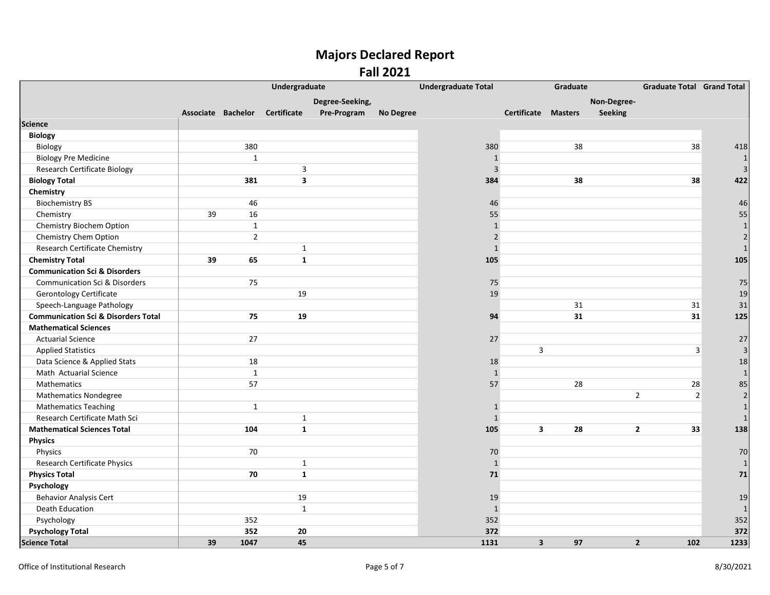# Majors Declared Report

## Fall 2021

| | Undergraduate | | | | | Undergraduate Total | Graduate | | | Graduate Total | Grand Total |
|---|---|---|---|---|---|---|---|---|---|---|---|
| | Associate | Bachelor | Certificate | Degree-Seeking, Pre-Program | No Degree | | Certificate | Masters | Non-Degree-Seeking | | |
| **Science** | | | | | | | | | | | |
| **Biology** | | | | | | | | | | | |
| Biology | | 380 | | | | 380 | | 38 | | 38 | 418 |
| Biology Pre Medicine | | 1 | | | | 1 | | | | | 1 |
| Research Certificate Biology | | | 3 | | | 3 | | | | | 3 |
| **Biology Total** | | **381** | **3** | | | **384** | | **38** | | **38** | **422** |
| **Chemistry** | | | | | | | | | | | |
| Biochemistry BS | | 46 | | | | 46 | | | | | 46 |
| Chemistry | 39 | 16 | | | | 55 | | | | | 55 |
| Chemistry Biochem Option | | 1 | | | | 1 | | | | | 1 |
| Chemistry Chem Option | | 2 | | | | 2 | | | | | 2 |
| Research Certificate Chemistry | | | 1 | | | 1 | | | | | 1 |
| **Chemistry Total** | **39** | **65** | **1** | | | **105** | | | | | **105** |
| **Communication Sci & Disorders** | | | | | | | | | | | |
| Communication Sci & Disorders | | 75 | | | | 75 | | | | | 75 |
| Gerontology Certificate | | | 19 | | | 19 | | | | | 19 |
| Speech-Language Pathology | | | | | | | | 31 | | 31 | 31 |
| **Communication Sci & Disorders Total** | | **75** | **19** | | | **94** | | **31** | | **31** | **125** |
| **Mathematical Sciences** | | | | | | | | | | | |
| Actuarial Science | | 27 | | | | 27 | | | | | 27 |
| Applied Statistics | | | | | | | 3 | | | 3 | 3 |
| Data Science & Applied Stats | | 18 | | | | 18 | | | | | 18 |
| Math Actuarial Science | | 1 | | | | 1 | | | | | 1 |
| Mathematics | | 57 | | | | 57 | | 28 | | 28 | 85 |
| Mathematics Nondegree | | | | | | | | | 2 | 2 | 2 |
| Mathematics Teaching | | 1 | | | | 1 | | | | | 1 |
| Research Certificate Math Sci | | | 1 | | | 1 | | | | | 1 |
| **Mathematical Sciences Total** | | **104** | **1** | | | **105** | **3** | **28** | **2** | **33** | **138** |
| **Physics** | | | | | | | | | | | |
| Physics | | 70 | | | | 70 | | | | | 70 |
| Research Certificate Physics | | | 1 | | | 1 | | | | | 1 |
| **Physics Total** | | **70** | **1** | | | **71** | | | | | **71** |
| **Psychology** | | | | | | | | | | | |
| Behavior Analysis Cert | | | 19 | | | 19 | | | | | 19 |
| Death Education | | | 1 | | | 1 | | | | | 1 |
| Psychology | | 352 | | | | 352 | | | | | 352 |
| **Psychology Total** | | **352** | **20** | | | **372** | | | | | **372** |
| **Science Total** | **39** | **1047** | **45** | | | **1131** | **3** | **97** | **2** | **102** | **1233** |

Office of Institutional Research

8/30/2021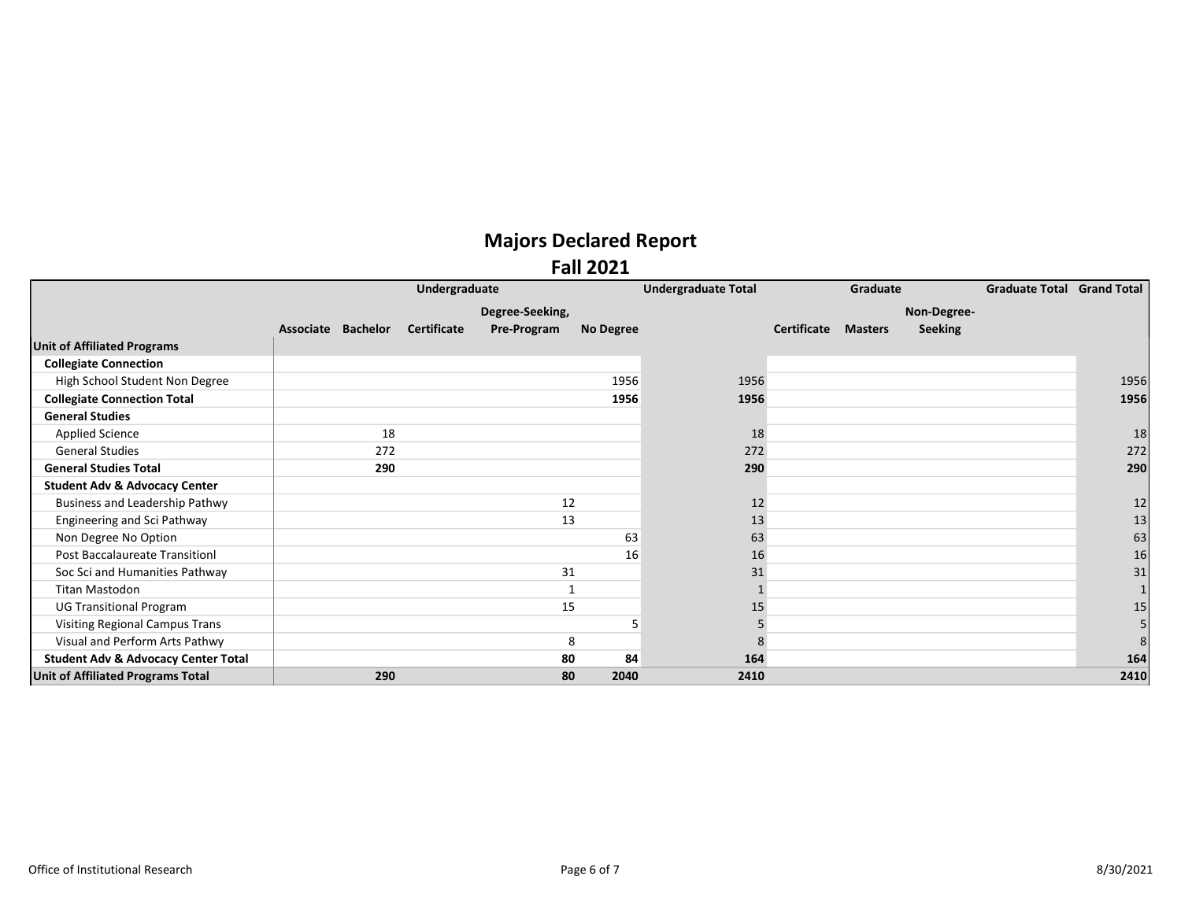# Majors Declared Report

## Fall 2021

| | Undergraduate | | | | | Undergraduate Total | Graduate | | | Graduate Total | Grand Total |
|---|---|---|---|---|---|---|---|---|---|---|---|
| | Associate | Bachelor | Certificate | Degree-Seeking, Pre-Program | No Degree | | Certificate | Masters | Non-Degree-Seeking | | |
| **Unit of Affiliated Programs** | | | | | | | | | | | |
| **Collegiate Connection** | | | | | | | | | | | |
| High School Student Non Degree | | | | | 1956 | 1956 | | | | | 1956 |
| **Collegiate Connection Total** | | | | | **1956** | **1956** | | | | | **1956** |
| **General Studies** | | | | | | | | | | | |
| Applied Science | | 18 | | | | 18 | | | | | 18 |
| General Studies | | 272 | | | | 272 | | | | | 272 |
| **General Studies Total** | | **290** | | | | **290** | | | | | **290** |
| **Student Adv & Advocacy Center** | | | | | | | | | | | |
| Business and Leadership Pathwy | | | | 12 | | 12 | | | | | 12 |
| Engineering and Sci Pathway | | | | 13 | | 13 | | | | | 13 |
| Non Degree No Option | | | | | 63 | 63 | | | | | 63 |
| Post Baccalaureate Transitionl | | | | | 16 | 16 | | | | | 16 |
| Soc Sci and Humanities Pathway | | | | 31 | | 31 | | | | | 31 |
| Titan Mastodon | | | | 1 | | 1 | | | | | 1 |
| UG Transitional Program | | | | 15 | | 15 | | | | | 15 |
| Visiting Regional Campus Trans | | | | | 5 | 5 | | | | | 5 |
| Visual and Perform Arts Pathwy | | | | 8 | | 8 | | | | | 8 |
| **Student Adv & Advocacy Center Total** | | | | **80** | **84** | **164** | | | | | **164** |
| **Unit of Affiliated Programs Total** | | **290** | | **80** | **2040** | **2410** | | | | | **2410** |

Office of Institutional Research

8/30/2021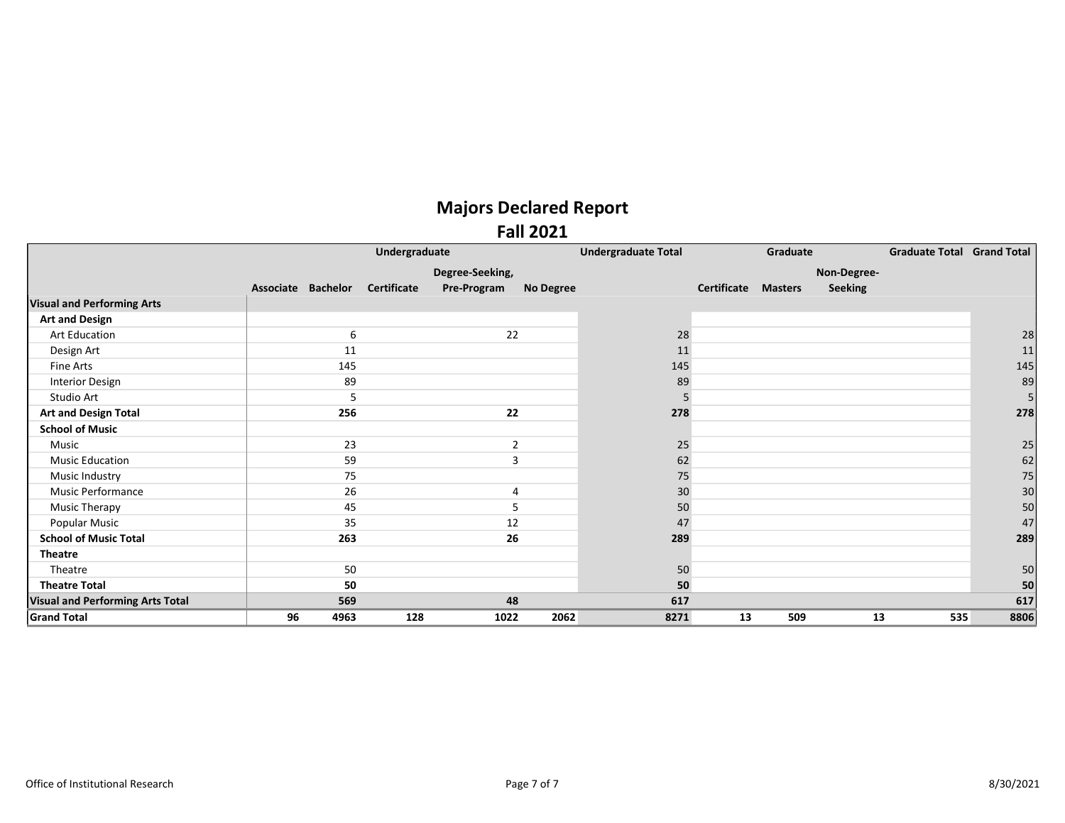# Majors Declared Report

## Fall 2021

| | Undergraduate | | | | | Undergraduate Total | Graduate | | | Graduate Total | Grand Total |
|---|---|---|---|---|---|---|---|---|---|---|---|
| | Associate | Bachelor | Certificate | Degree-Seeking, Pre-Program | No Degree | | Certificate | Masters | Non-Degree-Seeking | | |
| **Visual and Performing Arts** | | | | | | | | | | | |
| **Art and Design** | | | | | | | | | | | |
| Art Education | | 6 | | 22 | | 28 | | | | | 28 |
| Design Art | | 11 | | | | 11 | | | | | 11 |
| Fine Arts | | 145 | | | | 145 | | | | | 145 |
| Interior Design | | 89 | | | | 89 | | | | | 89 |
| Studio Art | | 5 | | | | 5 | | | | | 5 |
| **Art and Design Total** | | **256** | | **22** | | **278** | | | | | **278** |
| **School of Music** | | | | | | | | | | | |
| Music | | 23 | | 2 | | 25 | | | | | 25 |
| Music Education | | 59 | | 3 | | 62 | | | | | 62 |
| Music Industry | | 75 | | | | 75 | | | | | 75 |
| Music Performance | | 26 | | 4 | | 30 | | | | | 30 |
| Music Therapy | | 45 | | 5 | | 50 | | | | | 50 |
| Popular Music | | 35 | | 12 | | 47 | | | | | 47 |
| **School of Music Total** | | **263** | | **26** | | **289** | | | | | **289** |
| **Theatre** | | | | | | | | | | | |
| Theatre | | 50 | | | | 50 | | | | | 50 |
| **Theatre Total** | | **50** | | | | **50** | | | | | **50** |
| **Visual and Performing Arts Total** | | **569** | | **48** | | **617** | | | | | **617** |
| **Grand Total** | **96** | **4963** | **128** | **1022** | **2062** | **8271** | **13** | **509** | **13** | **535** | **8806** |

Office of Institutional Research

8/30/2021